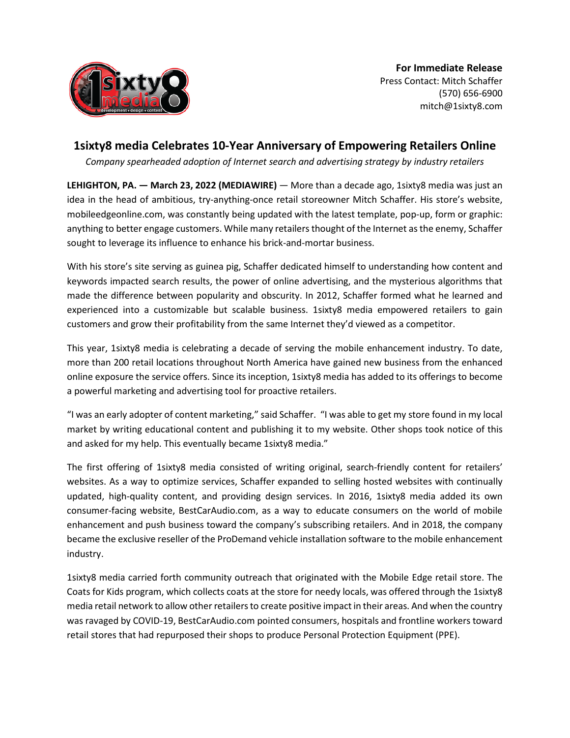**For Immediate Release**
Press Contact: Mitch Schaffer
(570) 656-6900
mitch@1sixty8.com

# 1sixty8 media Celebrates 10-Year Anniversary of Empowering Retailers Online

*Company spearheaded adoption of Internet search and advertising strategy by industry retailers*

**LEHIGHTON, PA. — March 23, 2022 (MEDIAWIRE)** — More than a decade ago, 1sixty8 media was just an idea in the head of ambitious, try-anything-once retail storeowner Mitch Schaffer. His store's website, mobileedgeonline.com, was constantly being updated with the latest template, pop-up, form or graphic: anything to better engage customers. While many retailers thought of the Internet as the enemy, Schaffer sought to leverage its influence to enhance his brick-and-mortar business.

With his store's site serving as guinea pig, Schaffer dedicated himself to understanding how content and keywords impacted search results, the power of online advertising, and the mysterious algorithms that made the difference between popularity and obscurity. In 2012, Schaffer formed what he learned and experienced into a customizable but scalable business. 1sixty8 media empowered retailers to gain customers and grow their profitability from the same Internet they'd viewed as a competitor.

This year, 1sixty8 media is celebrating a decade of serving the mobile enhancement industry. To date, more than 200 retail locations throughout North America have gained new business from the enhanced online exposure the service offers. Since its inception, 1sixty8 media has added to its offerings to become a powerful marketing and advertising tool for proactive retailers.

"I was an early adopter of content marketing," said Schaffer. "I was able to get my store found in my local market by writing educational content and publishing it to my website. Other shops took notice of this and asked for my help. This eventually became 1sixty8 media."

The first offering of 1sixty8 media consisted of writing original, search-friendly content for retailers' websites. As a way to optimize services, Schaffer expanded to selling hosted websites with continually updated, high-quality content, and providing design services. In 2016, 1sixty8 media added its own consumer-facing website, BestCarAudio.com, as a way to educate consumers on the world of mobile enhancement and push business toward the company's subscribing retailers. And in 2018, the company became the exclusive reseller of the ProDemand vehicle installation software to the mobile enhancement industry.

1sixty8 media carried forth community outreach that originated with the Mobile Edge retail store. The Coats for Kids program, which collects coats at the store for needy locals, was offered through the 1sixty8 media retail network to allow other retailers to create positive impact in their areas. And when the country was ravaged by COVID-19, BestCarAudio.com pointed consumers, hospitals and frontline workers toward retail stores that had repurposed their shops to produce Personal Protection Equipment (PPE).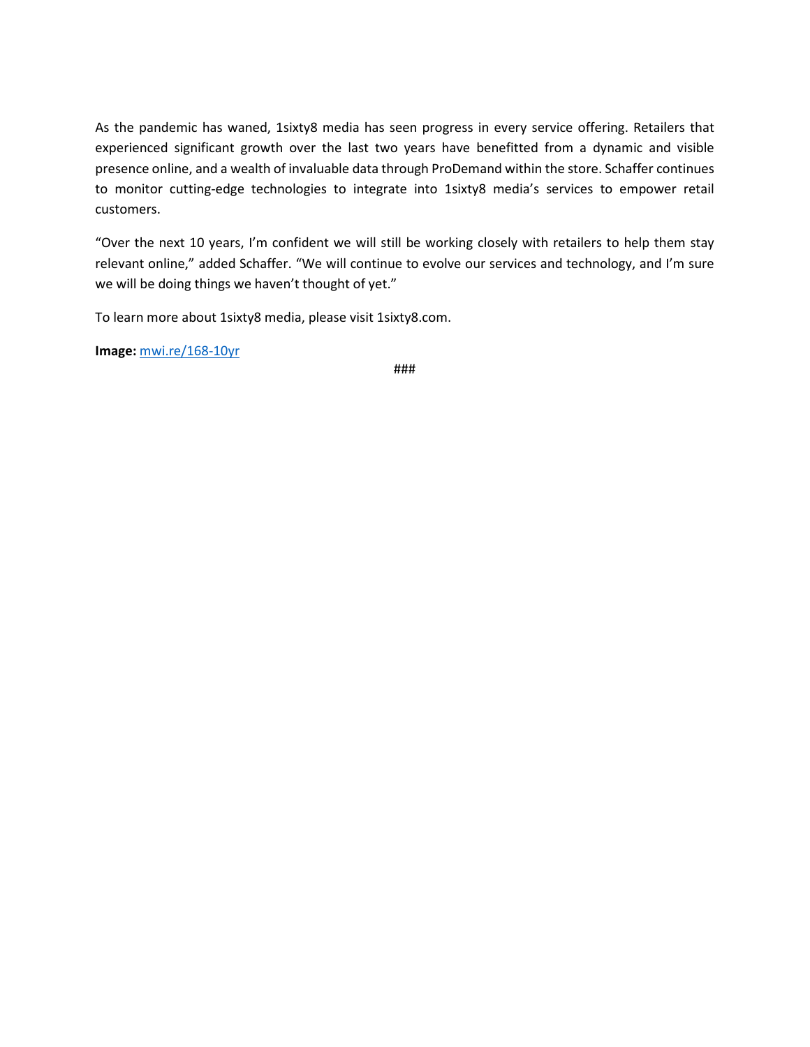As the pandemic has waned, 1sixty8 media has seen progress in every service offering. Retailers that experienced significant growth over the last two years have benefitted from a dynamic and visible presence online, and a wealth of invaluable data through ProDemand within the store. Schaffer continues to monitor cutting-edge technologies to integrate into 1sixty8 media's services to empower retail customers.

"Over the next 10 years, I'm confident we will still be working closely with retailers to help them stay relevant online," added Schaffer. "We will continue to evolve our services and technology, and I'm sure we will be doing things we haven't thought of yet."

To learn more about 1sixty8 media, please visit 1sixty8.com.

**Image:** mwi.re/168-10yr

###